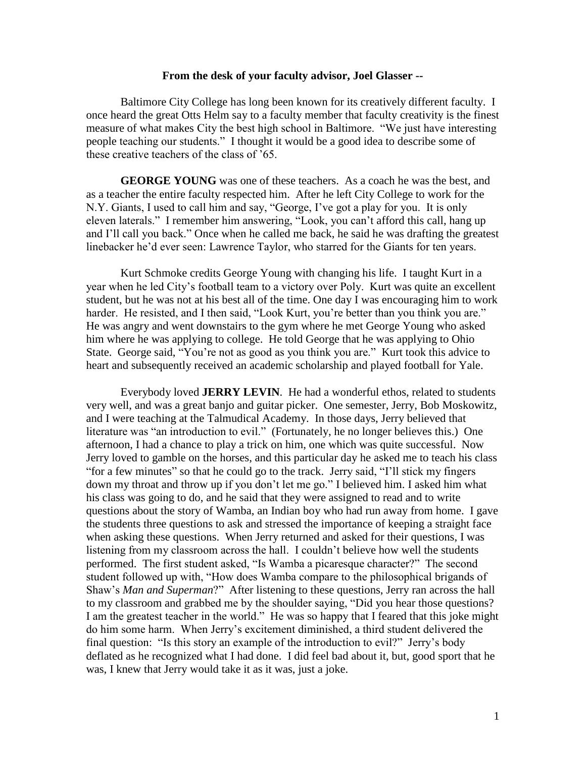**From the desk of your faculty advisor, Joel Glasser --**

Baltimore City College has long been known for its creatively different faculty. I once heard the great Otts Helm say to a faculty member that faculty creativity is the finest measure of what makes City the best high school in Baltimore. "We just have interesting people teaching our students." I thought it would be a good idea to describe some of these creative teachers of the class of '65.

**GEORGE YOUNG** was one of these teachers. As a coach he was the best, and as a teacher the entire faculty respected him. After he left City College to work for the N.Y. Giants, I used to call him and say, "George, I've got a play for you. It is only eleven laterals." I remember him answering, "Look, you can't afford this call, hang up and I'll call you back." Once when he called me back, he said he was drafting the greatest linebacker he'd ever seen: Lawrence Taylor, who starred for the Giants for ten years.

Kurt Schmoke credits George Young with changing his life. I taught Kurt in a year when he led City's football team to a victory over Poly. Kurt was quite an excellent student, but he was not at his best all of the time. One day I was encouraging him to work harder. He resisted, and I then said, "Look Kurt, you're better than you think you are." He was angry and went downstairs to the gym where he met George Young who asked him where he was applying to college. He told George that he was applying to Ohio State. George said, "You're not as good as you think you are." Kurt took this advice to heart and subsequently received an academic scholarship and played football for Yale.

Everybody loved **JERRY LEVIN**. He had a wonderful ethos, related to students very well, and was a great banjo and guitar picker. One semester, Jerry, Bob Moskowitz, and I were teaching at the Talmudical Academy. In those days, Jerry believed that literature was "an introduction to evil." (Fortunately, he no longer believes this.) One afternoon, I had a chance to play a trick on him, one which was quite successful. Now Jerry loved to gamble on the horses, and this particular day he asked me to teach his class "for a few minutes" so that he could go to the track. Jerry said, "I'll stick my fingers down my throat and throw up if you don't let me go." I believed him. I asked him what his class was going to do, and he said that they were assigned to read and to write questions about the story of Wamba, an Indian boy who had run away from home. I gave the students three questions to ask and stressed the importance of keeping a straight face when asking these questions. When Jerry returned and asked for their questions, I was listening from my classroom across the hall. I couldn't believe how well the students performed. The first student asked, "Is Wamba a picaresque character?" The second student followed up with, "How does Wamba compare to the philosophical brigands of Shaw's *Man and Superman*?" After listening to these questions, Jerry ran across the hall to my classroom and grabbed me by the shoulder saying, "Did you hear those questions? I am the greatest teacher in the world." He was so happy that I feared that this joke might do him some harm. When Jerry's excitement diminished, a third student delivered the final question: "Is this story an example of the introduction to evil?" Jerry's body deflated as he recognized what I had done. I did feel bad about it, but, good sport that he was, I knew that Jerry would take it as it was, just a joke.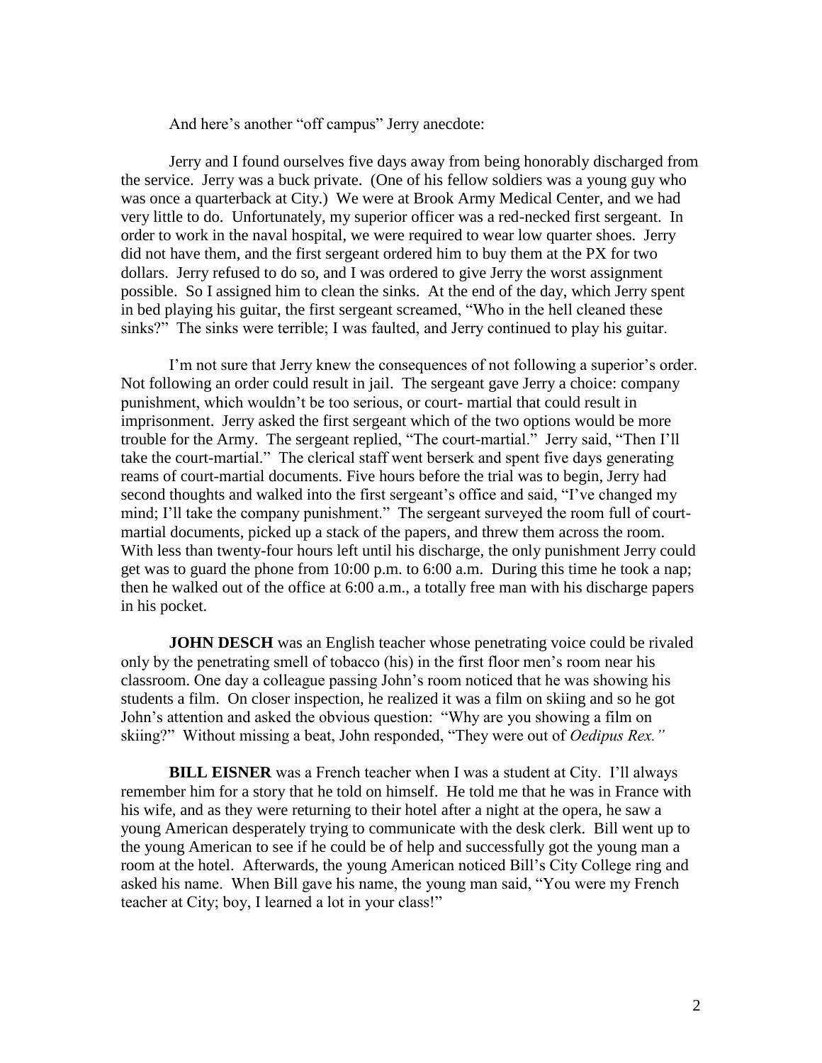And here's another "off campus" Jerry anecdote:

Jerry and I found ourselves five days away from being honorably discharged from the service. Jerry was a buck private. (One of his fellow soldiers was a young guy who was once a quarterback at City.) We were at Brook Army Medical Center, and we had very little to do. Unfortunately, my superior officer was a red-necked first sergeant. In order to work in the naval hospital, we were required to wear low quarter shoes. Jerry did not have them, and the first sergeant ordered him to buy them at the PX for two dollars. Jerry refused to do so, and I was ordered to give Jerry the worst assignment possible. So I assigned him to clean the sinks. At the end of the day, which Jerry spent in bed playing his guitar, the first sergeant screamed, "Who in the hell cleaned these sinks?" The sinks were terrible; I was faulted, and Jerry continued to play his guitar.

I'm not sure that Jerry knew the consequences of not following a superior's order. Not following an order could result in jail. The sergeant gave Jerry a choice: company punishment, which wouldn't be too serious, or court- martial that could result in imprisonment. Jerry asked the first sergeant which of the two options would be more trouble for the Army. The sergeant replied, "The court-martial." Jerry said, "Then I'll take the court-martial." The clerical staff went berserk and spent five days generating reams of court-martial documents. Five hours before the trial was to begin, Jerry had second thoughts and walked into the first sergeant's office and said, "I've changed my mind; I'll take the company punishment." The sergeant surveyed the room full of court-martial documents, picked up a stack of the papers, and threw them across the room. With less than twenty-four hours left until his discharge, the only punishment Jerry could get was to guard the phone from 10:00 p.m. to 6:00 a.m. During this time he took a nap; then he walked out of the office at 6:00 a.m., a totally free man with his discharge papers in his pocket.

**JOHN DESCH** was an English teacher whose penetrating voice could be rivaled only by the penetrating smell of tobacco (his) in the first floor men's room near his classroom. One day a colleague passing John's room noticed that he was showing his students a film. On closer inspection, he realized it was a film on skiing and so he got John's attention and asked the obvious question: "Why are you showing a film on skiing?" Without missing a beat, John responded, "They were out of *Oedipus Rex."*

**BILL EISNER** was a French teacher when I was a student at City. I'll always remember him for a story that he told on himself. He told me that he was in France with his wife, and as they were returning to their hotel after a night at the opera, he saw a young American desperately trying to communicate with the desk clerk. Bill went up to the young American to see if he could be of help and successfully got the young man a room at the hotel. Afterwards, the young American noticed Bill's City College ring and asked his name. When Bill gave his name, the young man said, "You were my French teacher at City; boy, I learned a lot in your class!"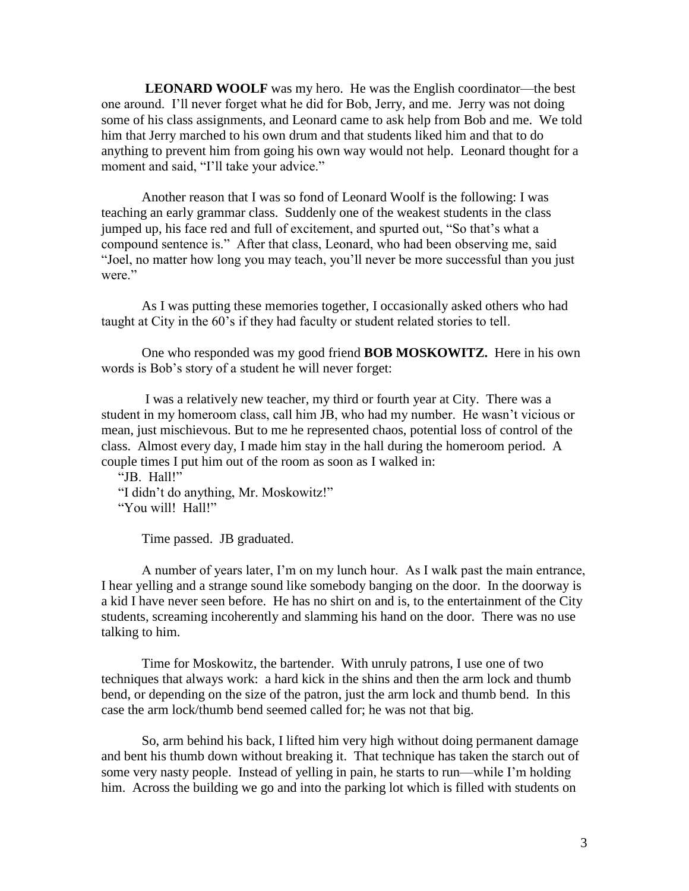**LEONARD WOOLF** was my hero. He was the English coordinator—the best one around. I'll never forget what he did for Bob, Jerry, and me. Jerry was not doing some of his class assignments, and Leonard came to ask help from Bob and me. We told him that Jerry marched to his own drum and that students liked him and that to do anything to prevent him from going his own way would not help. Leonard thought for a moment and said, "I'll take your advice."

Another reason that I was so fond of Leonard Woolf is the following: I was teaching an early grammar class. Suddenly one of the weakest students in the class jumped up, his face red and full of excitement, and spurted out, "So that's what a compound sentence is." After that class, Leonard, who had been observing me, said "Joel, no matter how long you may teach, you'll never be more successful than you just were."

As I was putting these memories together, I occasionally asked others who had taught at City in the 60's if they had faculty or student related stories to tell.

One who responded was my good friend **BOB MOSKOWITZ.** Here in his own words is Bob's story of a student he will never forget:

I was a relatively new teacher, my third or fourth year at City. There was a student in my homeroom class, call him JB, who had my number. He wasn't vicious or mean, just mischievous. But to me he represented chaos, potential loss of control of the class. Almost every day, I made him stay in the hall during the homeroom period. A couple times I put him out of the room as soon as I walked in:

"JB. Hall!"
"I didn't do anything, Mr. Moskowitz!"
"You will! Hall!"

Time passed. JB graduated.

A number of years later, I'm on my lunch hour. As I walk past the main entrance, I hear yelling and a strange sound like somebody banging on the door. In the doorway is a kid I have never seen before. He has no shirt on and is, to the entertainment of the City students, screaming incoherently and slamming his hand on the door. There was no use talking to him.

Time for Moskowitz, the bartender. With unruly patrons, I use one of two techniques that always work: a hard kick in the shins and then the arm lock and thumb bend, or depending on the size of the patron, just the arm lock and thumb bend. In this case the arm lock/thumb bend seemed called for; he was not that big.

So, arm behind his back, I lifted him very high without doing permanent damage and bent his thumb down without breaking it. That technique has taken the starch out of some very nasty people. Instead of yelling in pain, he starts to run—while I'm holding him. Across the building we go and into the parking lot which is filled with students on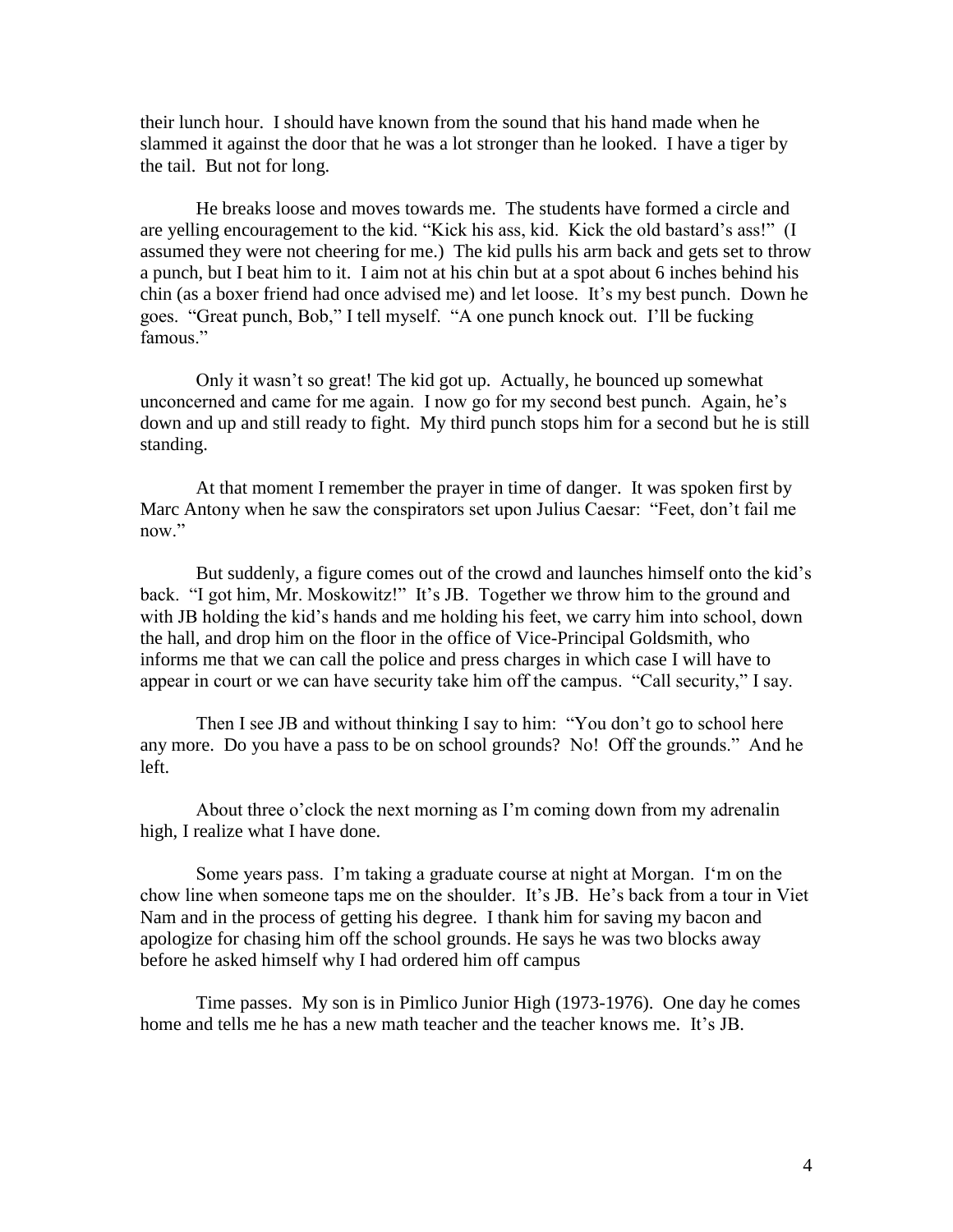their lunch hour. I should have known from the sound that his hand made when he slammed it against the door that he was a lot stronger than he looked. I have a tiger by the tail. But not for long.

He breaks loose and moves towards me. The students have formed a circle and are yelling encouragement to the kid. "Kick his ass, kid. Kick the old bastard's ass!" (I assumed they were not cheering for me.) The kid pulls his arm back and gets set to throw a punch, but I beat him to it. I aim not at his chin but at a spot about 6 inches behind his chin (as a boxer friend had once advised me) and let loose. It's my best punch. Down he goes. "Great punch, Bob," I tell myself. "A one punch knock out. I'll be fucking famous."

Only it wasn't so great! The kid got up. Actually, he bounced up somewhat unconcerned and came for me again. I now go for my second best punch. Again, he's down and up and still ready to fight. My third punch stops him for a second but he is still standing.

At that moment I remember the prayer in time of danger. It was spoken first by Marc Antony when he saw the conspirators set upon Julius Caesar: "Feet, don't fail me now."

But suddenly, a figure comes out of the crowd and launches himself onto the kid's back. "I got him, Mr. Moskowitz!" It's JB. Together we throw him to the ground and with JB holding the kid's hands and me holding his feet, we carry him into school, down the hall, and drop him on the floor in the office of Vice-Principal Goldsmith, who informs me that we can call the police and press charges in which case I will have to appear in court or we can have security take him off the campus. "Call security," I say.

Then I see JB and without thinking I say to him: "You don't go to school here any more. Do you have a pass to be on school grounds? No! Off the grounds." And he left.

About three o'clock the next morning as I'm coming down from my adrenalin high, I realize what I have done.

Some years pass. I'm taking a graduate course at night at Morgan. I'm on the chow line when someone taps me on the shoulder. It's JB. He's back from a tour in Viet Nam and in the process of getting his degree. I thank him for saving my bacon and apologize for chasing him off the school grounds. He says he was two blocks away before he asked himself why I had ordered him off campus

Time passes. My son is in Pimlico Junior High (1973-1976). One day he comes home and tells me he has a new math teacher and the teacher knows me. It's JB.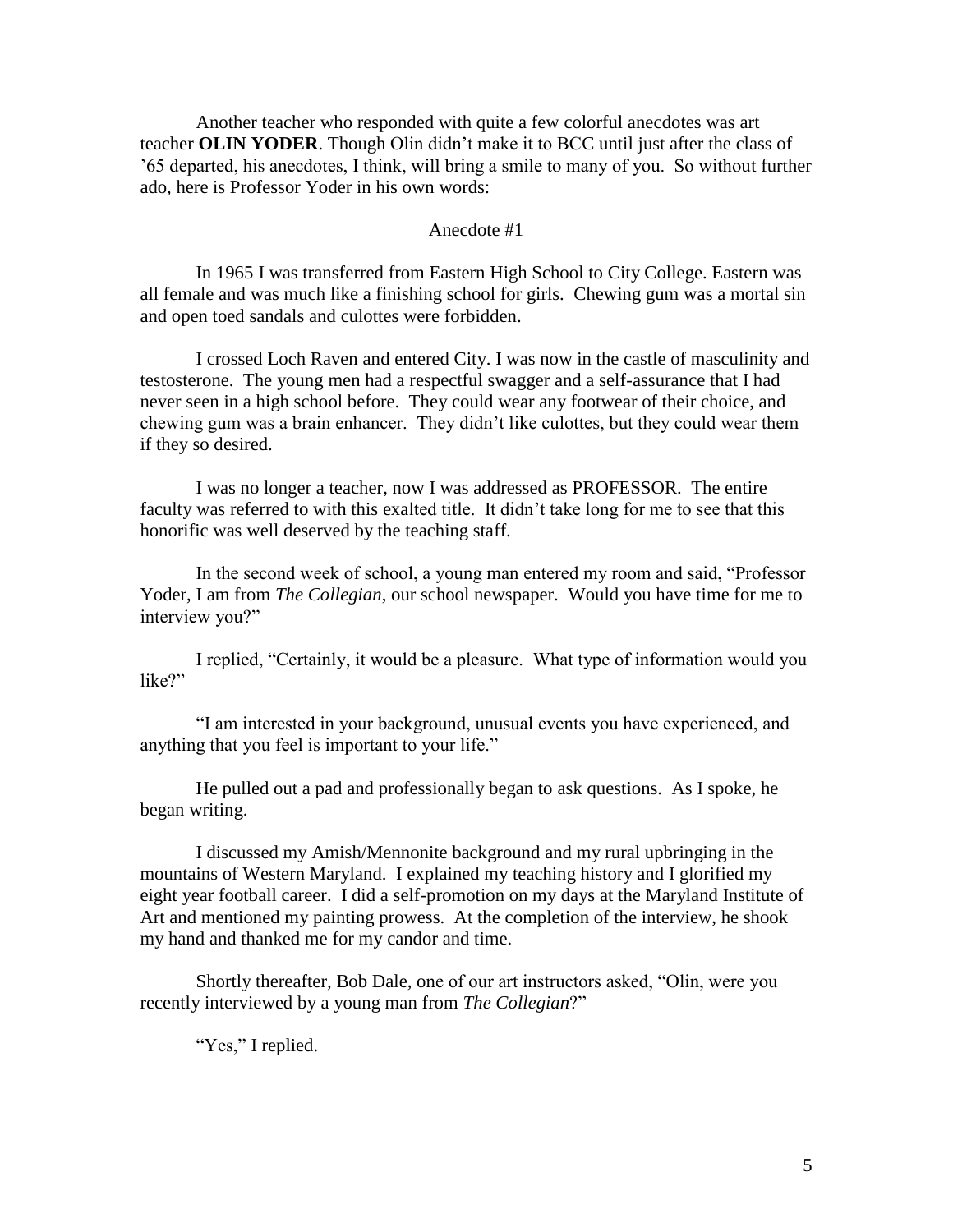Another teacher who responded with quite a few colorful anecdotes was art teacher **OLIN YODER**. Though Olin didn't make it to BCC until just after the class of '65 departed, his anecdotes, I think, will bring a smile to many of you. So without further ado, here is Professor Yoder in his own words:

Anecdote #1

In 1965 I was transferred from Eastern High School to City College. Eastern was all female and was much like a finishing school for girls. Chewing gum was a mortal sin and open toed sandals and culottes were forbidden.

I crossed Loch Raven and entered City. I was now in the castle of masculinity and testosterone. The young men had a respectful swagger and a self-assurance that I had never seen in a high school before. They could wear any footwear of their choice, and chewing gum was a brain enhancer. They didn't like culottes, but they could wear them if they so desired.

I was no longer a teacher, now I was addressed as PROFESSOR. The entire faculty was referred to with this exalted title. It didn't take long for me to see that this honorific was well deserved by the teaching staff.

In the second week of school, a young man entered my room and said, "Professor Yoder, I am from *The Collegian*, our school newspaper. Would you have time for me to interview you?"

I replied, "Certainly, it would be a pleasure. What type of information would you like?"

"I am interested in your background, unusual events you have experienced, and anything that you feel is important to your life."

He pulled out a pad and professionally began to ask questions. As I spoke, he began writing.

I discussed my Amish/Mennonite background and my rural upbringing in the mountains of Western Maryland. I explained my teaching history and I glorified my eight year football career. I did a self-promotion on my days at the Maryland Institute of Art and mentioned my painting prowess. At the completion of the interview, he shook my hand and thanked me for my candor and time.

Shortly thereafter, Bob Dale, one of our art instructors asked, "Olin, were you recently interviewed by a young man from *The Collegian*?"

"Yes," I replied.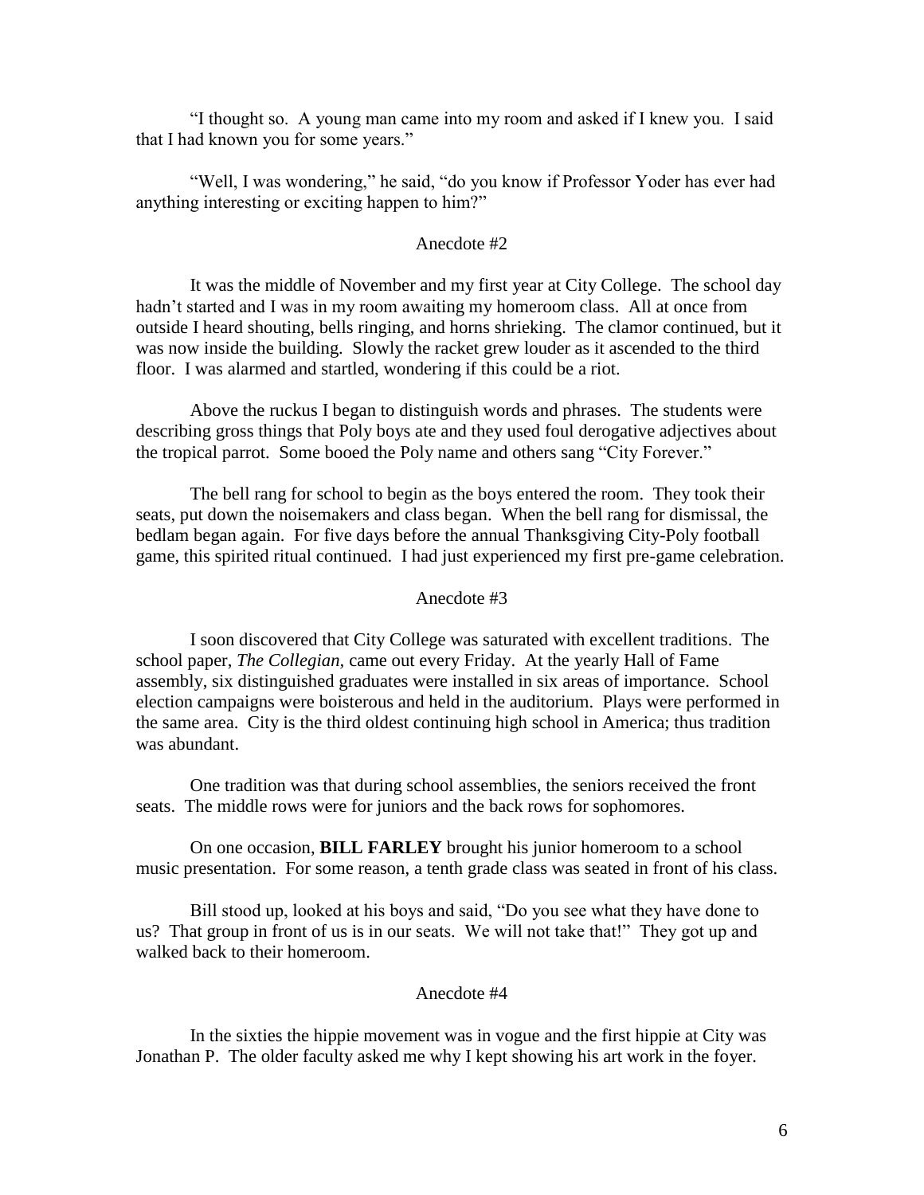"I thought so. A young man came into my room and asked if I knew you. I said that I had known you for some years."

"Well, I was wondering," he said, "do you know if Professor Yoder has ever had anything interesting or exciting happen to him?"

Anecdote #2

It was the middle of November and my first year at City College. The school day hadn't started and I was in my room awaiting my homeroom class. All at once from outside I heard shouting, bells ringing, and horns shrieking. The clamor continued, but it was now inside the building. Slowly the racket grew louder as it ascended to the third floor. I was alarmed and startled, wondering if this could be a riot.

Above the ruckus I began to distinguish words and phrases. The students were describing gross things that Poly boys ate and they used foul derogative adjectives about the tropical parrot. Some booed the Poly name and others sang "City Forever."

The bell rang for school to begin as the boys entered the room. They took their seats, put down the noisemakers and class began. When the bell rang for dismissal, the bedlam began again. For five days before the annual Thanksgiving City-Poly football game, this spirited ritual continued. I had just experienced my first pre-game celebration.

Anecdote #3

I soon discovered that City College was saturated with excellent traditions. The school paper, *The Collegian,* came out every Friday. At the yearly Hall of Fame assembly, six distinguished graduates were installed in six areas of importance. School election campaigns were boisterous and held in the auditorium. Plays were performed in the same area. City is the third oldest continuing high school in America; thus tradition was abundant.

One tradition was that during school assemblies, the seniors received the front seats. The middle rows were for juniors and the back rows for sophomores.

On one occasion, **BILL FARLEY** brought his junior homeroom to a school music presentation. For some reason, a tenth grade class was seated in front of his class.

Bill stood up, looked at his boys and said, "Do you see what they have done to us? That group in front of us is in our seats. We will not take that!" They got up and walked back to their homeroom.

Anecdote #4

In the sixties the hippie movement was in vogue and the first hippie at City was Jonathan P. The older faculty asked me why I kept showing his art work in the foyer.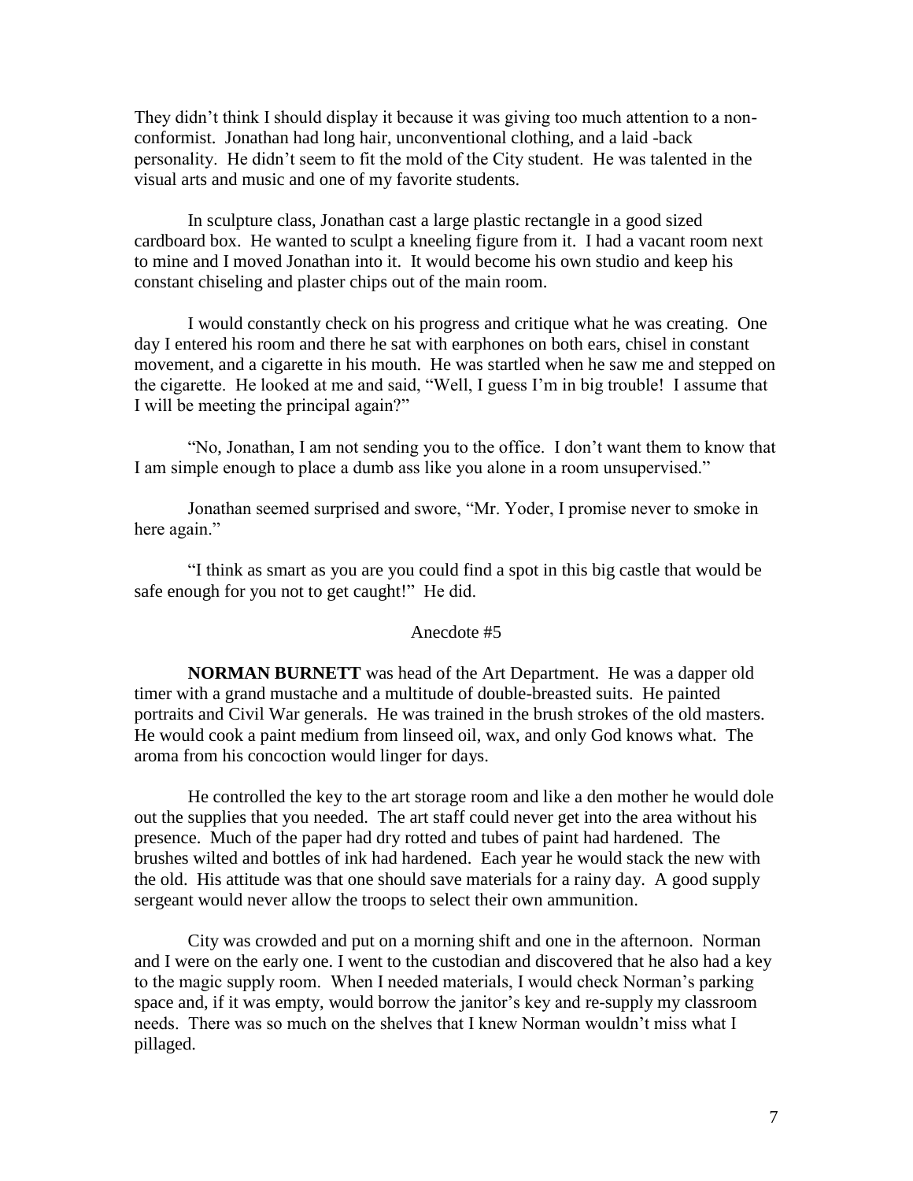They didn't think I should display it because it was giving too much attention to a non-conformist. Jonathan had long hair, unconventional clothing, and a laid -back personality. He didn't seem to fit the mold of the City student. He was talented in the visual arts and music and one of my favorite students.

In sculpture class, Jonathan cast a large plastic rectangle in a good sized cardboard box. He wanted to sculpt a kneeling figure from it. I had a vacant room next to mine and I moved Jonathan into it. It would become his own studio and keep his constant chiseling and plaster chips out of the main room.

I would constantly check on his progress and critique what he was creating. One day I entered his room and there he sat with earphones on both ears, chisel in constant movement, and a cigarette in his mouth. He was startled when he saw me and stepped on the cigarette. He looked at me and said, "Well, I guess I'm in big trouble! I assume that I will be meeting the principal again?"

"No, Jonathan, I am not sending you to the office. I don't want them to know that I am simple enough to place a dumb ass like you alone in a room unsupervised."

Jonathan seemed surprised and swore, "Mr. Yoder, I promise never to smoke in here again."

"I think as smart as you are you could find a spot in this big castle that would be safe enough for you not to get caught!" He did.

Anecdote #5

**NORMAN BURNETT** was head of the Art Department. He was a dapper old timer with a grand mustache and a multitude of double-breasted suits. He painted portraits and Civil War generals. He was trained in the brush strokes of the old masters. He would cook a paint medium from linseed oil, wax, and only God knows what. The aroma from his concoction would linger for days.

He controlled the key to the art storage room and like a den mother he would dole out the supplies that you needed. The art staff could never get into the area without his presence. Much of the paper had dry rotted and tubes of paint had hardened. The brushes wilted and bottles of ink had hardened. Each year he would stack the new with the old. His attitude was that one should save materials for a rainy day. A good supply sergeant would never allow the troops to select their own ammunition.

City was crowded and put on a morning shift and one in the afternoon. Norman and I were on the early one. I went to the custodian and discovered that he also had a key to the magic supply room. When I needed materials, I would check Norman's parking space and, if it was empty, would borrow the janitor's key and re-supply my classroom needs. There was so much on the shelves that I knew Norman wouldn't miss what I pillaged.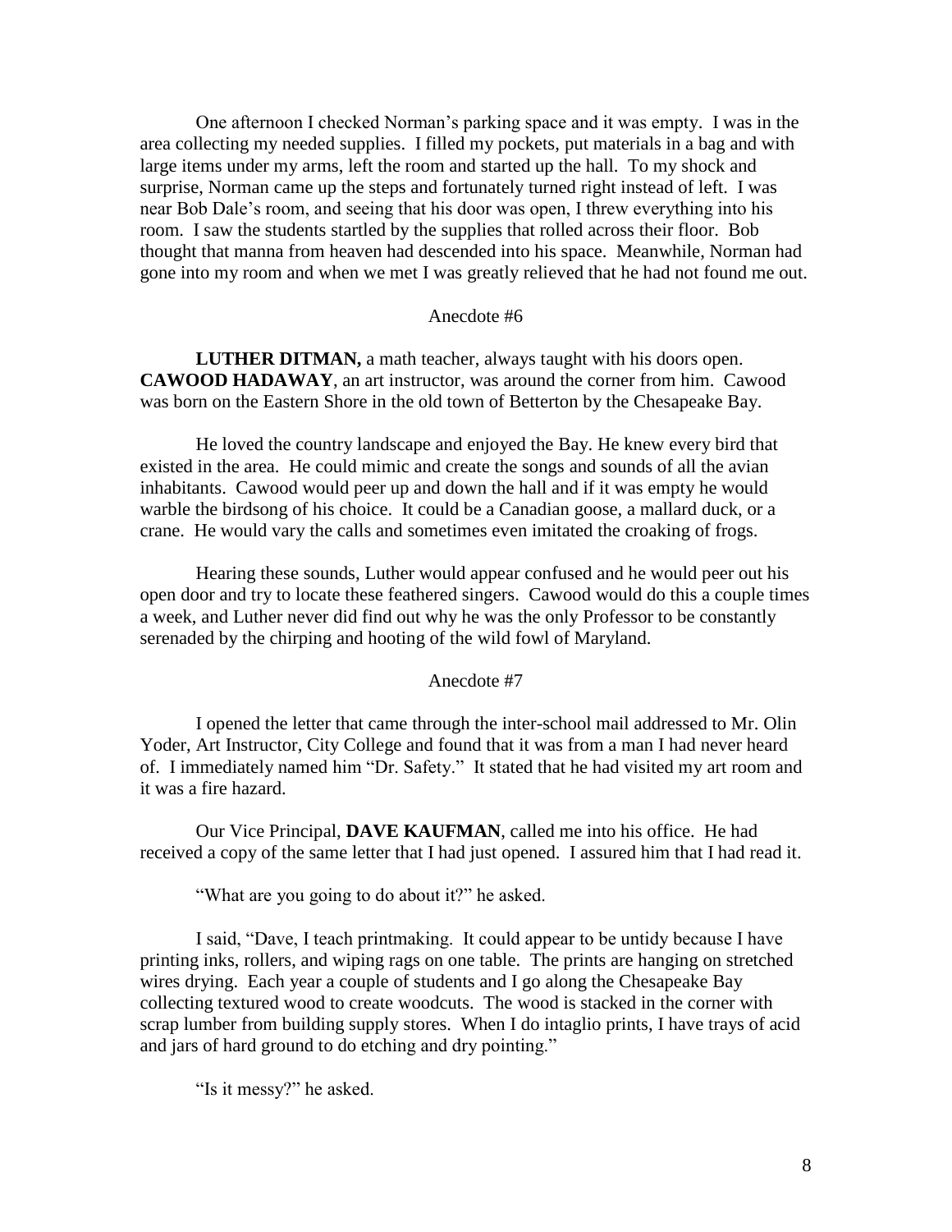One afternoon I checked Norman's parking space and it was empty. I was in the area collecting my needed supplies. I filled my pockets, put materials in a bag and with large items under my arms, left the room and started up the hall. To my shock and surprise, Norman came up the steps and fortunately turned right instead of left. I was near Bob Dale's room, and seeing that his door was open, I threw everything into his room. I saw the students startled by the supplies that rolled across their floor. Bob thought that manna from heaven had descended into his space. Meanwhile, Norman had gone into my room and when we met I was greatly relieved that he had not found me out.

Anecdote #6

**LUTHER DITMAN,** a math teacher, always taught with his doors open. **CAWOOD HADAWAY**, an art instructor, was around the corner from him. Cawood was born on the Eastern Shore in the old town of Betterton by the Chesapeake Bay.

He loved the country landscape and enjoyed the Bay. He knew every bird that existed in the area. He could mimic and create the songs and sounds of all the avian inhabitants. Cawood would peer up and down the hall and if it was empty he would warble the birdsong of his choice. It could be a Canadian goose, a mallard duck, or a crane. He would vary the calls and sometimes even imitated the croaking of frogs.

Hearing these sounds, Luther would appear confused and he would peer out his open door and try to locate these feathered singers. Cawood would do this a couple times a week, and Luther never did find out why he was the only Professor to be constantly serenaded by the chirping and hooting of the wild fowl of Maryland.

Anecdote #7

I opened the letter that came through the inter-school mail addressed to Mr. Olin Yoder, Art Instructor, City College and found that it was from a man I had never heard of. I immediately named him "Dr. Safety." It stated that he had visited my art room and it was a fire hazard.

Our Vice Principal, **DAVE KAUFMAN**, called me into his office. He had received a copy of the same letter that I had just opened. I assured him that I had read it.

"What are you going to do about it?" he asked.

I said, "Dave, I teach printmaking. It could appear to be untidy because I have printing inks, rollers, and wiping rags on one table. The prints are hanging on stretched wires drying. Each year a couple of students and I go along the Chesapeake Bay collecting textured wood to create woodcuts. The wood is stacked in the corner with scrap lumber from building supply stores. When I do intaglio prints, I have trays of acid and jars of hard ground to do etching and dry pointing."

"Is it messy?" he asked.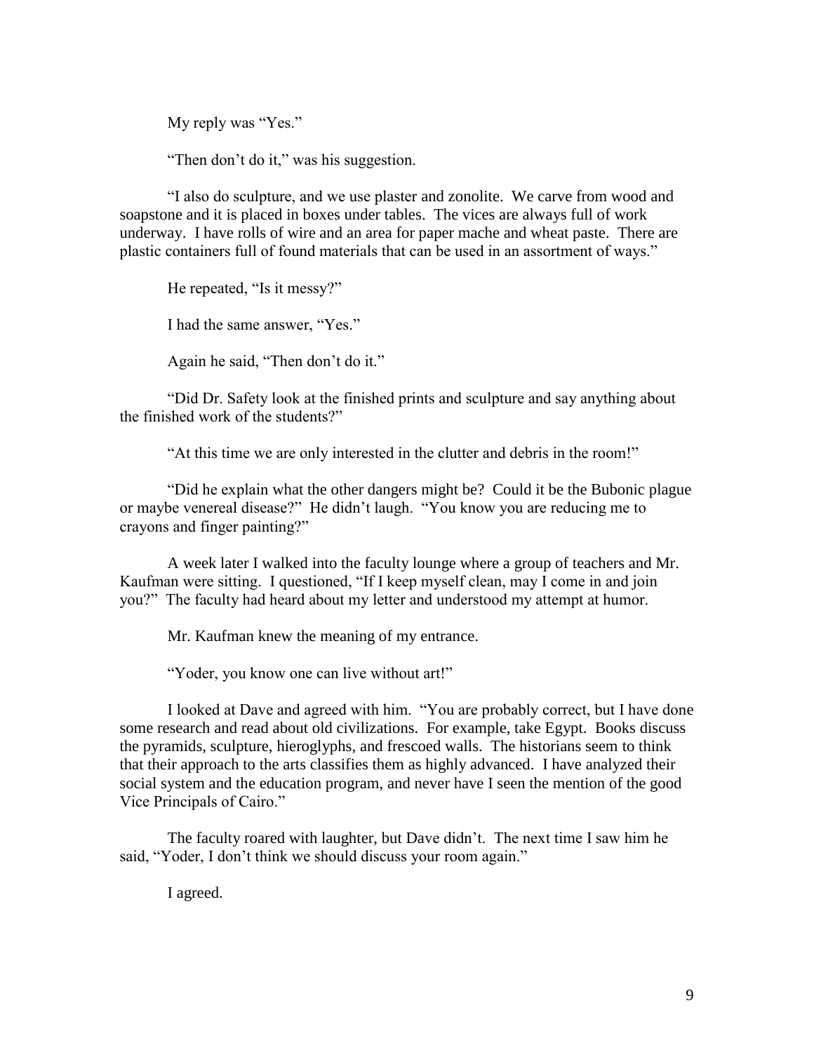My reply was "Yes."

"Then don't do it," was his suggestion.

"I also do sculpture, and we use plaster and zonolite. We carve from wood and soapstone and it is placed in boxes under tables. The vices are always full of work underway. I have rolls of wire and an area for paper mache and wheat paste. There are plastic containers full of found materials that can be used in an assortment of ways."

He repeated, "Is it messy?"

I had the same answer, "Yes."

Again he said, "Then don't do it."

"Did Dr. Safety look at the finished prints and sculpture and say anything about the finished work of the students?"

"At this time we are only interested in the clutter and debris in the room!"

"Did he explain what the other dangers might be? Could it be the Bubonic plague or maybe venereal disease?" He didn't laugh. "You know you are reducing me to crayons and finger painting?"

A week later I walked into the faculty lounge where a group of teachers and Mr. Kaufman were sitting. I questioned, "If I keep myself clean, may I come in and join you?" The faculty had heard about my letter and understood my attempt at humor.

Mr. Kaufman knew the meaning of my entrance.

"Yoder, you know one can live without art!"

I looked at Dave and agreed with him. "You are probably correct, but I have done some research and read about old civilizations. For example, take Egypt. Books discuss the pyramids, sculpture, hieroglyphs, and frescoed walls. The historians seem to think that their approach to the arts classifies them as highly advanced. I have analyzed their social system and the education program, and never have I seen the mention of the good Vice Principals of Cairo."

The faculty roared with laughter, but Dave didn't. The next time I saw him he said, "Yoder, I don't think we should discuss your room again."

I agreed.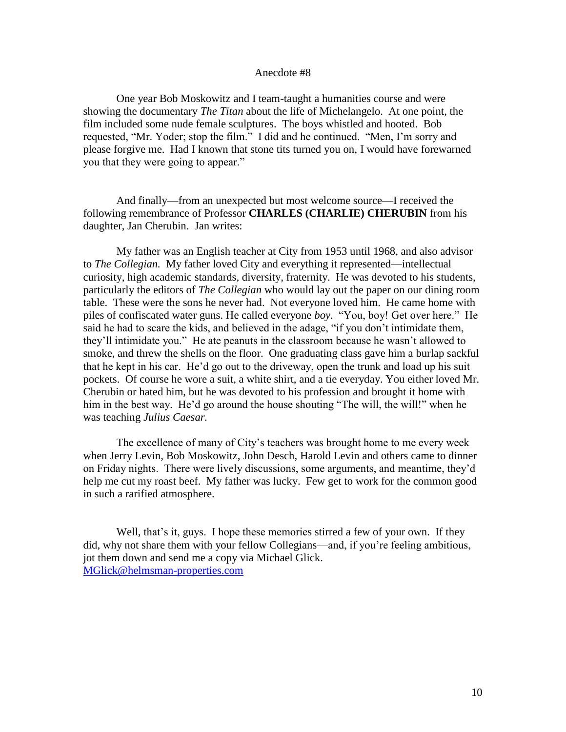## Anecdote #8

One year Bob Moskowitz and I team-taught a humanities course and were showing the documentary *The Titan* about the life of Michelangelo. At one point, the film included some nude female sculptures. The boys whistled and hooted. Bob requested, "Mr. Yoder; stop the film." I did and he continued. "Men, I'm sorry and please forgive me. Had I known that stone tits turned you on, I would have forewarned you that they were going to appear."

And finally—from an unexpected but most welcome source—I received the following remembrance of Professor **CHARLES (CHARLIE) CHERUBIN** from his daughter, Jan Cherubin. Jan writes:

My father was an English teacher at City from 1953 until 1968, and also advisor to *The Collegian.* My father loved City and everything it represented—intellectual curiosity, high academic standards, diversity, fraternity. He was devoted to his students, particularly the editors of *The Collegian* who would lay out the paper on our dining room table. These were the sons he never had. Not everyone loved him. He came home with piles of confiscated water guns. He called everyone *boy.* "You, boy! Get over here." He said he had to scare the kids, and believed in the adage, "if you don't intimidate them, they'll intimidate you." He ate peanuts in the classroom because he wasn't allowed to smoke, and threw the shells on the floor. One graduating class gave him a burlap sackful that he kept in his car. He'd go out to the driveway, open the trunk and load up his suit pockets. Of course he wore a suit, a white shirt, and a tie everyday. You either loved Mr. Cherubin or hated him, but he was devoted to his profession and brought it home with him in the best way. He'd go around the house shouting "The will, the will!" when he was teaching *Julius Caesar.*

The excellence of many of City's teachers was brought home to me every week when Jerry Levin, Bob Moskowitz, John Desch, Harold Levin and others came to dinner on Friday nights. There were lively discussions, some arguments, and meantime, they'd help me cut my roast beef. My father was lucky. Few get to work for the common good in such a rarified atmosphere.

Well, that's it, guys. I hope these memories stirred a few of your own. If they did, why not share them with your fellow Collegians—and, if you're feeling ambitious, jot them down and send me a copy via Michael Glick.
MGlick@helmsman-properties.com